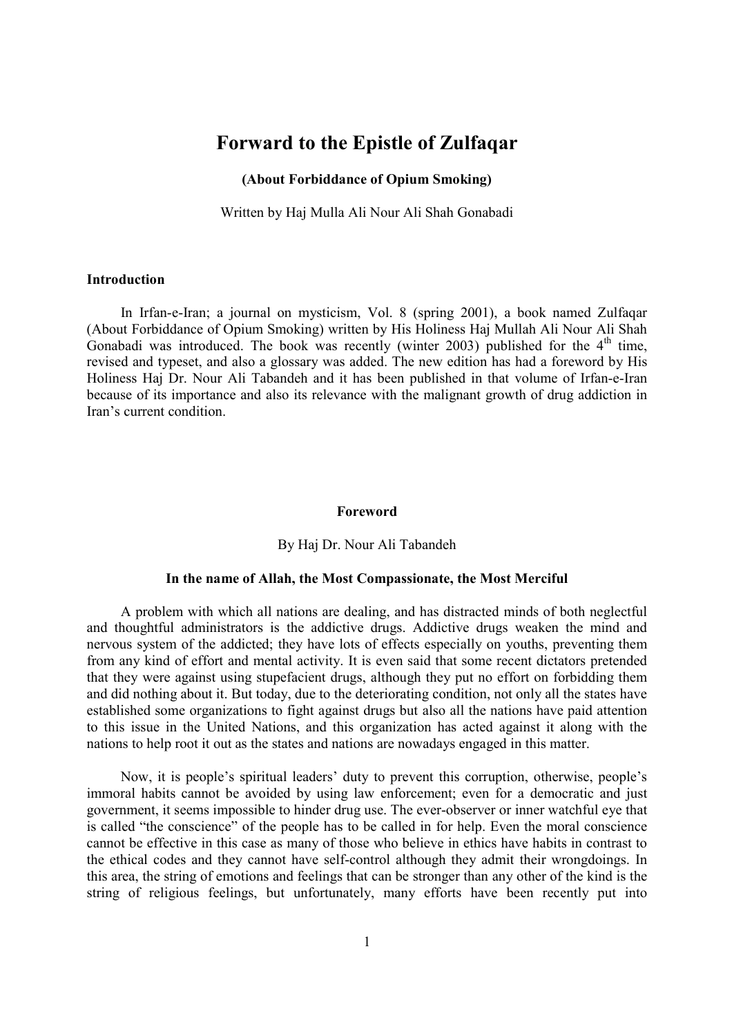# Forward to the Epistle of Zulfaqar

**(About Forbiddance of Opium Smoking)**

Written by Haj Mulla Ali Nour Ali Shah Gonabadi

### Introduction

In Irfan-e-Iran; a journal on mysticism, Vol. 8 (spring 2001), a book named Zulfaqar (About Forbiddance of Opium Smoking) written by His Holiness Haj Mullah Ali Nour Ali Shah Gonabadi was introduced. The book was recently (winter 2003) published for the 4th time, revised and typeset, and also a glossary was added. The new edition has had a foreword by His Holiness Haj Dr. Nour Ali Tabandeh and it has been published in that volume of Irfan-e-Iran because of its importance and also its relevance with the malignant growth of drug addiction in Iran's current condition.

## Foreword

By Haj Dr. Nour Ali Tabandeh

**In the name of Allah, the Most Compassionate, the Most Merciful**

A problem with which all nations are dealing, and has distracted minds of both neglectful and thoughtful administrators is the addictive drugs. Addictive drugs weaken the mind and nervous system of the addicted; they have lots of effects especially on youths, preventing them from any kind of effort and mental activity. It is even said that some recent dictators pretended that they were against using stupefacient drugs, although they put no effort on forbidding them and did nothing about it. But today, due to the deteriorating condition, not only all the states have established some organizations to fight against drugs but also all the nations have paid attention to this issue in the United Nations, and this organization has acted against it along with the nations to help root it out as the states and nations are nowadays engaged in this matter.

Now, it is people's spiritual leaders' duty to prevent this corruption, otherwise, people's immoral habits cannot be avoided by using law enforcement; even for a democratic and just government, it seems impossible to hinder drug use. The ever-observer or inner watchful eye that is called "the conscience" of the people has to be called in for help. Even the moral conscience cannot be effective in this case as many of those who believe in ethics have habits in contrast to the ethical codes and they cannot have self-control although they admit their wrongdoings. In this area, the string of emotions and feelings that can be stronger than any other of the kind is the string of religious feelings, but unfortunately, many efforts have been recently put into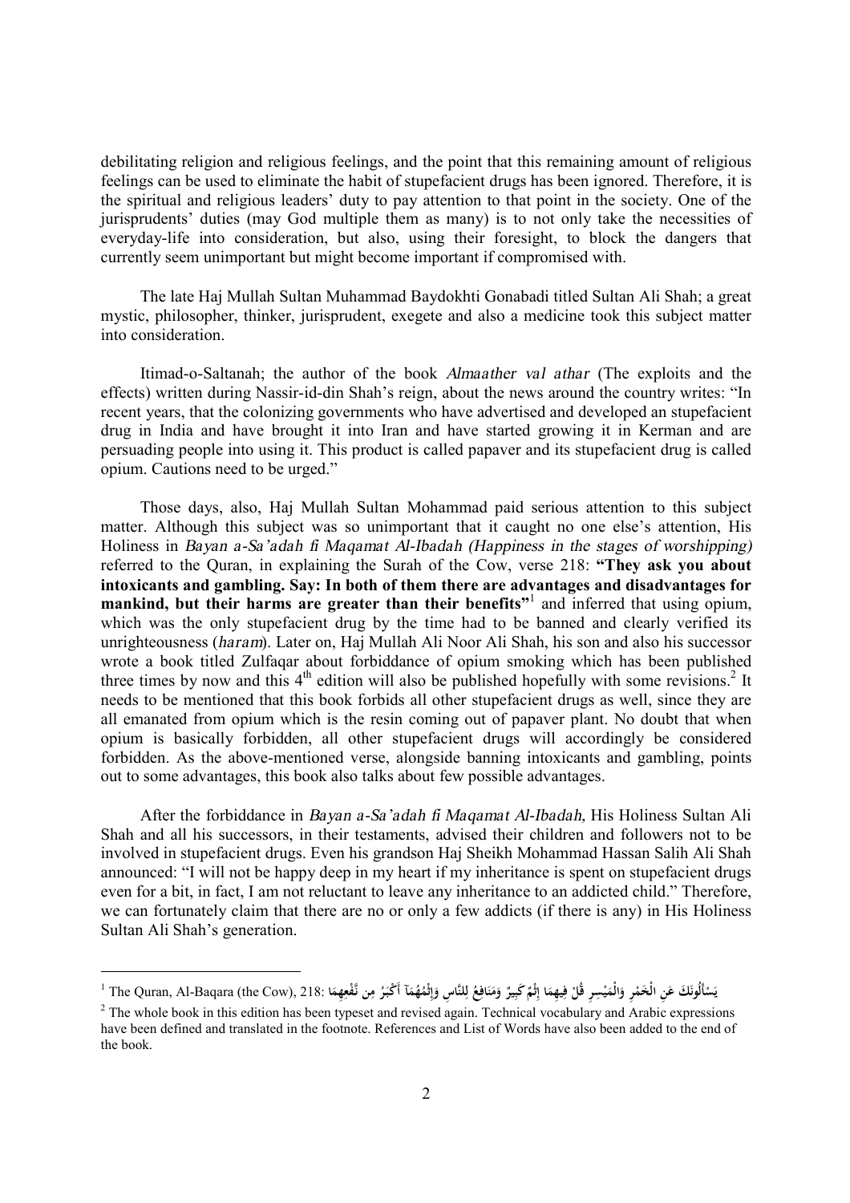debilitating religion and religious feelings, and the point that this remaining amount of religious feelings can be used to eliminate the habit of stupefacient drugs has been ignored. Therefore, it is the spiritual and religious leaders' duty to pay attention to that point in the society. One of the jurisprudents' duties (may God multiple them as many) is to not only take the necessities of everyday-life into consideration, but also, using their foresight, to block the dangers that currently seem unimportant but might become important if compromised with.

The late Haj Mullah Sultan Muhammad Baydokhti Gonabadi titled Sultan Ali Shah; a great mystic, philosopher, thinker, jurisprudent, exegete and also a medicine took this subject matter into consideration.

Itimad-o-Saltanah; the author of the book *Almaather val athar* (The exploits and the effects) written during Nassir-id-din Shah's reign, about the news around the country writes: "In recent years, that the colonizing governments who have advertised and developed an stupefacient drug in India and have brought it into Iran and have started growing it in Kerman and are persuading people into using it. This product is called papaver and its stupefacient drug is called opium. Cautions need to be urged."

Those days, also, Haj Mullah Sultan Mohammad paid serious attention to this subject matter. Although this subject was so unimportant that it caught no one else's attention, His Holiness in *Bayan a-Sa'adah fi Maqamat Al-Ibadah (Happiness in the stages of worshipping)* referred to the Quran, in explaining the Surah of the Cow, verse 218: **"They ask you about intoxicants and gambling. Say: In both of them there are advantages and disadvantages for mankind, but their harms are greater than their benefits"**[1] and inferred that using opium, which was the only stupefacient drug by the time had to be banned and clearly verified its unrighteousness (*haram*). Later on, Haj Mullah Ali Noor Ali Shah, his son and also his successor wrote a book titled Zulfaqar about forbiddance of opium smoking which has been published three times by now and this 4th edition will also be published hopefully with some revisions.[2] It needs to be mentioned that this book forbids all other stupefacient drugs as well, since they are all emanated from opium which is the resin coming out of papaver plant. No doubt that when opium is basically forbidden, all other stupefacient drugs will accordingly be considered forbidden. As the above-mentioned verse, alongside banning intoxicants and gambling, points out to some advantages, this book also talks about few possible advantages.

After the forbiddance in *Bayan a-Sa'adah fi Maqamat Al-Ibadah*, His Holiness Sultan Ali Shah and all his successors, in their testaments, advised their children and followers not to be involved in stupefacient drugs. Even his grandson Haj Sheikh Mohammad Hassan Salih Ali Shah announced: "I will not be happy deep in my heart if my inheritance is spent on stupefacient drugs even for a bit, in fact, I am not reluctant to leave any inheritance to an addicted child." Therefore, we can fortunately claim that there are no or only a few addicts (if there is any) in His Holiness Sultan Ali Shah's generation.

---

[1] The Quran, Al-Baqara (the Cow), 218: يَسْأَلُونَكَ عَنِ الْخَمْرِ وَالْمَيْسِرِ قُلْ فِيهِمَا إِثْمٌ كَبِيرٌ وَمَنَافِعُ لِلنَّاسِ وَإِثْمُهُمَآ أَكْبَرُ مِن نَّفْعِهِمَا

[2] The whole book in this edition has been typeset and revised again. Technical vocabulary and Arabic expressions have been defined and translated in the footnote. References and List of Words have also been added to the end of the book.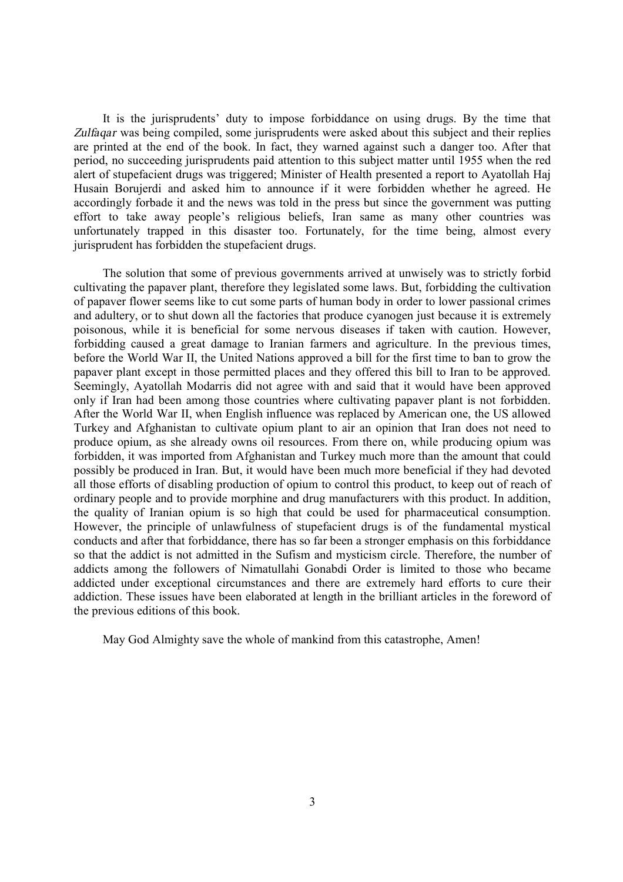It is the jurisprudents' duty to impose forbiddance on using drugs. By the time that *Zulfaqar* was being compiled, some jurisprudents were asked about this subject and their replies are printed at the end of the book. In fact, they warned against such a danger too. After that period, no succeeding jurisprudents paid attention to this subject matter until 1955 when the red alert of stupefacient drugs was triggered; Minister of Health presented a report to Ayatollah Haj Husain Borujerdi and asked him to announce if it were forbidden whether he agreed. He accordingly forbade it and the news was told in the press but since the government was putting effort to take away people's religious beliefs, Iran same as many other countries was unfortunately trapped in this disaster too. Fortunately, for the time being, almost every jurisprudent has forbidden the stupefacient drugs.

The solution that some of previous governments arrived at unwisely was to strictly forbid cultivating the papaver plant, therefore they legislated some laws. But, forbidding the cultivation of papaver flower seems like to cut some parts of human body in order to lower passional crimes and adultery, or to shut down all the factories that produce cyanogen just because it is extremely poisonous, while it is beneficial for some nervous diseases if taken with caution. However, forbidding caused a great damage to Iranian farmers and agriculture. In the previous times, before the World War II, the United Nations approved a bill for the first time to ban to grow the papaver plant except in those permitted places and they offered this bill to Iran to be approved. Seemingly, Ayatollah Modarris did not agree with and said that it would have been approved only if Iran had been among those countries where cultivating papaver plant is not forbidden. After the World War II, when English influence was replaced by American one, the US allowed Turkey and Afghanistan to cultivate opium plant to air an opinion that Iran does not need to produce opium, as she already owns oil resources. From there on, while producing opium was forbidden, it was imported from Afghanistan and Turkey much more than the amount that could possibly be produced in Iran. But, it would have been much more beneficial if they had devoted all those efforts of disabling production of opium to control this product, to keep out of reach of ordinary people and to provide morphine and drug manufacturers with this product. In addition, the quality of Iranian opium is so high that could be used for pharmaceutical consumption. However, the principle of unlawfulness of stupefacient drugs is of the fundamental mystical conducts and after that forbiddance, there has so far been a stronger emphasis on this forbiddance so that the addict is not admitted in the Sufism and mysticism circle. Therefore, the number of addicts among the followers of Nimatullahi Gonabdi Order is limited to those who became addicted under exceptional circumstances and there are extremely hard efforts to cure their addiction. These issues have been elaborated at length in the brilliant articles in the foreword of the previous editions of this book.

May God Almighty save the whole of mankind from this catastrophe, Amen!